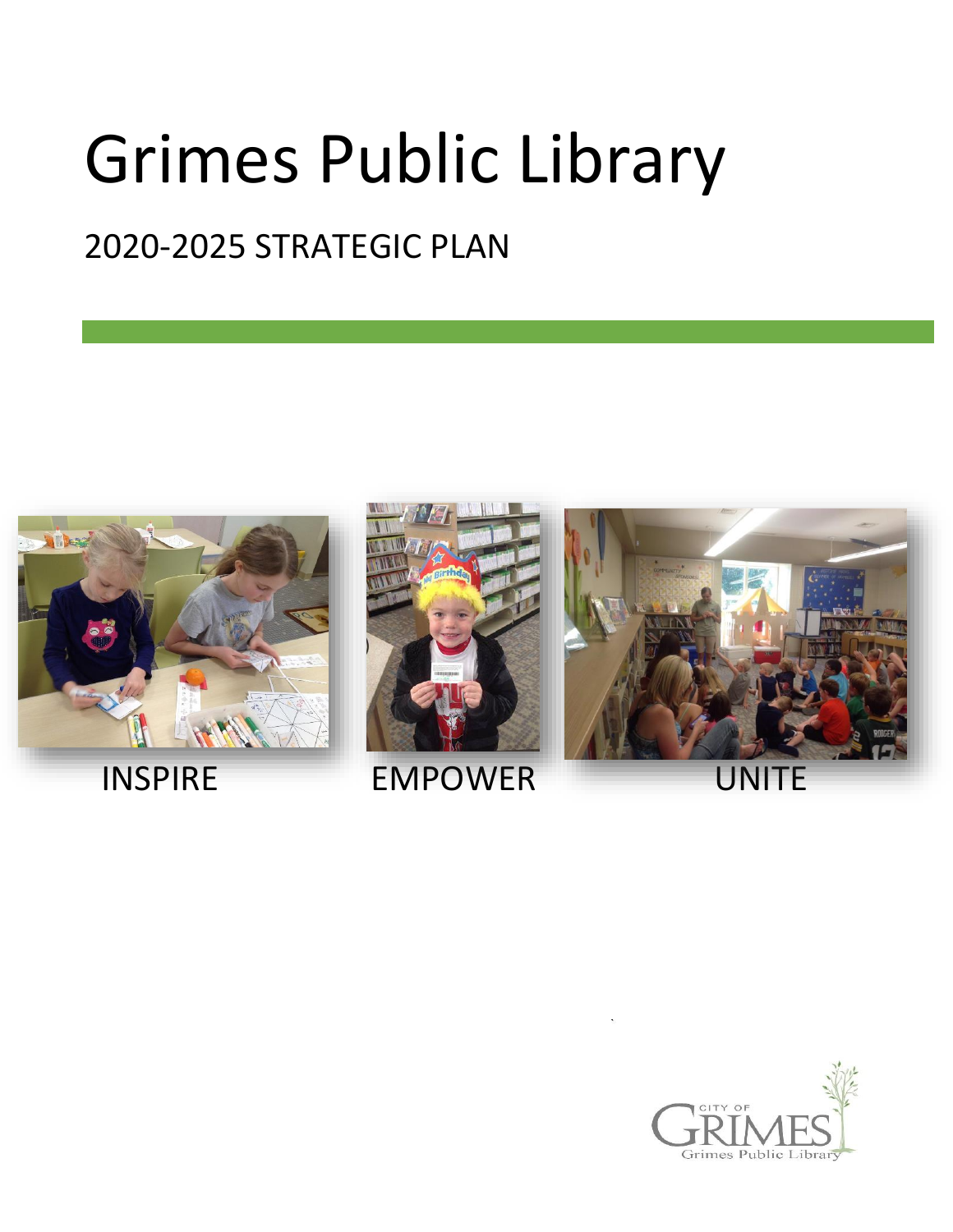# Grimes Public Library

## 2020-2025 STRATEGIC PLAN

INSPIRE EMPOWER UNITE

CITY OF GRIMES
Grimes Public Library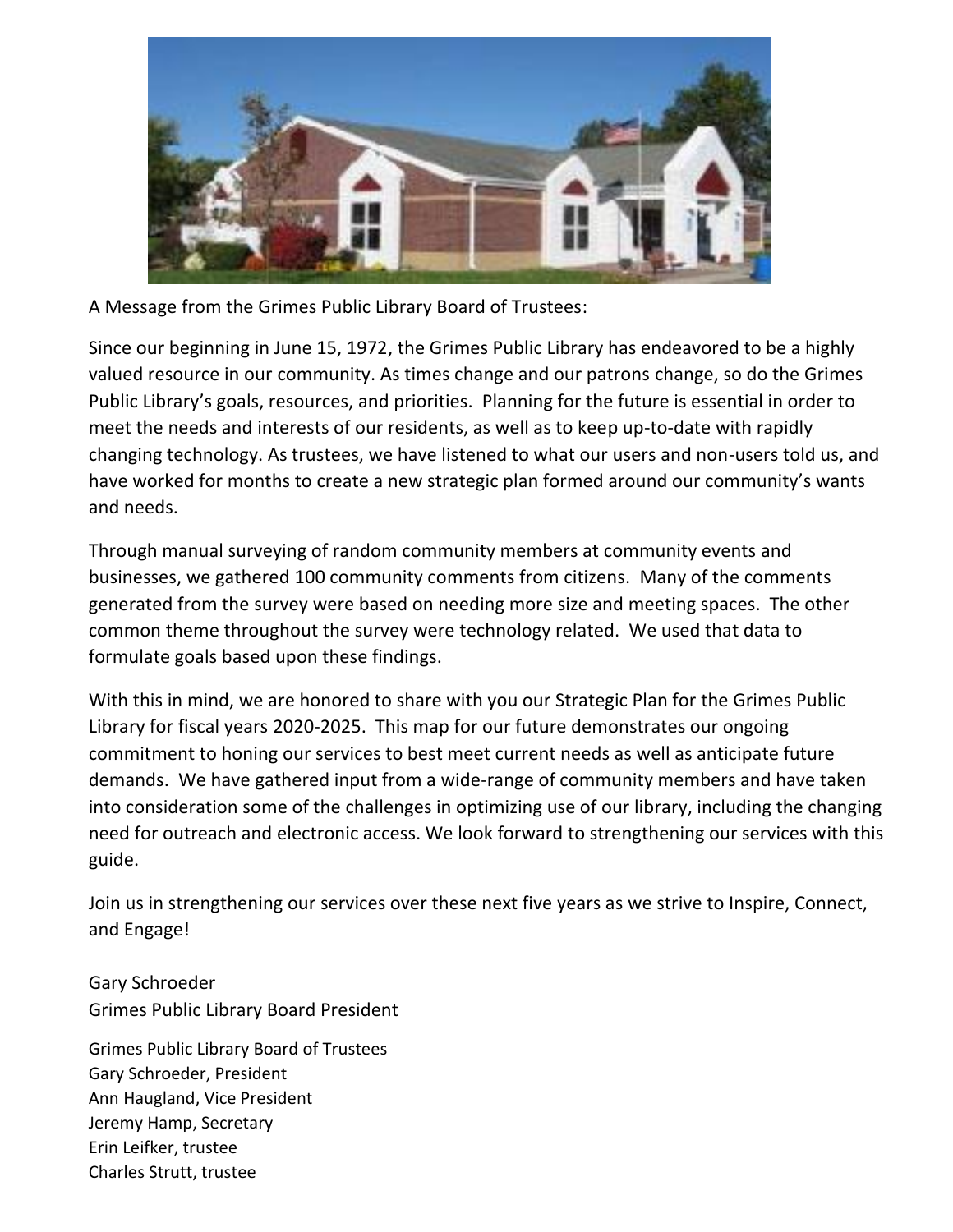A Message from the Grimes Public Library Board of Trustees:

Since our beginning in June 15, 1972, the Grimes Public Library has endeavored to be a highly valued resource in our community. As times change and our patrons change, so do the Grimes Public Library's goals, resources, and priorities. Planning for the future is essential in order to meet the needs and interests of our residents, as well as to keep up-to-date with rapidly changing technology. As trustees, we have listened to what our users and non-users told us, and have worked for months to create a new strategic plan formed around our community's wants and needs.

Through manual surveying of random community members at community events and businesses, we gathered 100 community comments from citizens. Many of the comments generated from the survey were based on needing more size and meeting spaces. The other common theme throughout the survey were technology related. We used that data to formulate goals based upon these findings.

With this in mind, we are honored to share with you our Strategic Plan for the Grimes Public Library for fiscal years 2020-2025. This map for our future demonstrates our ongoing commitment to honing our services to best meet current needs as well as anticipate future demands. We have gathered input from a wide-range of community members and have taken into consideration some of the challenges in optimizing use of our library, including the changing need for outreach and electronic access. We look forward to strengthening our services with this guide.

Join us in strengthening our services over these next five years as we strive to Inspire, Connect, and Engage!

Gary Schroeder
Grimes Public Library Board President

Grimes Public Library Board of Trustees
Gary Schroeder, President
Ann Haugland, Vice President
Jeremy Hamp, Secretary
Erin Leifker, trustee
Charles Strutt, trustee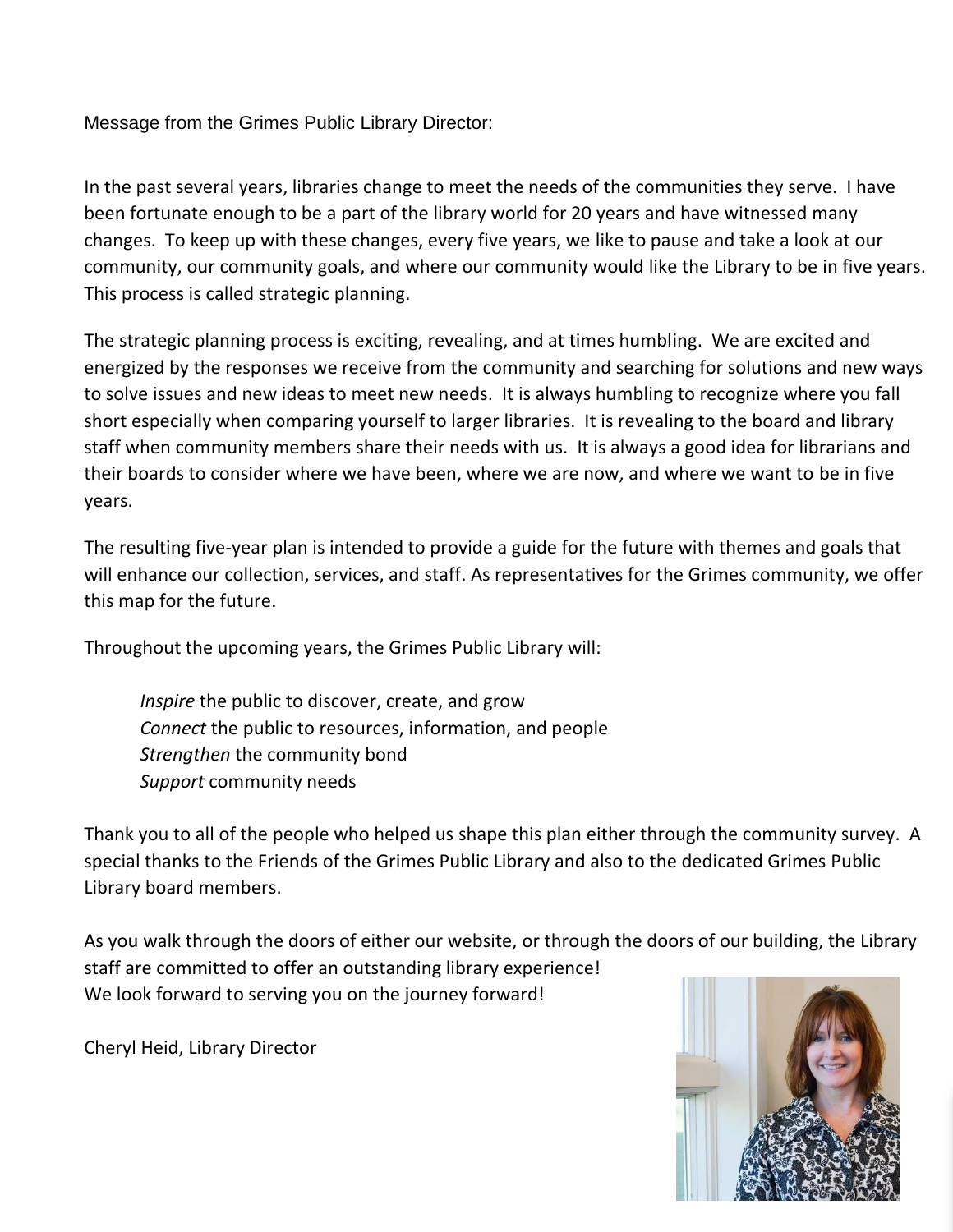Message from the Grimes Public Library Director:

In the past several years, libraries change to meet the needs of the communities they serve. I have been fortunate enough to be a part of the library world for 20 years and have witnessed many changes. To keep up with these changes, every five years, we like to pause and take a look at our community, our community goals, and where our community would like the Library to be in five years. This process is called strategic planning.

The strategic planning process is exciting, revealing, and at times humbling. We are excited and energized by the responses we receive from the community and searching for solutions and new ways to solve issues and new ideas to meet new needs. It is always humbling to recognize where you fall short especially when comparing yourself to larger libraries. It is revealing to the board and library staff when community members share their needs with us. It is always a good idea for librarians and their boards to consider where we have been, where we are now, and where we want to be in five years.

The resulting five-year plan is intended to provide a guide for the future with themes and goals that will enhance our collection, services, and staff. As representatives for the Grimes community, we offer this map for the future.

Throughout the upcoming years, the Grimes Public Library will:

*Inspire* the public to discover, create, and grow
*Connect* the public to resources, information, and people
*Strengthen* the community bond
*Support* community needs

Thank you to all of the people who helped us shape this plan either through the community survey. A special thanks to the Friends of the Grimes Public Library and also to the dedicated Grimes Public Library board members.

As you walk through the doors of either our website, or through the doors of our building, the Library staff are committed to offer an outstanding library experience!
We look forward to serving you on the journey forward!

Cheryl Heid, Library Director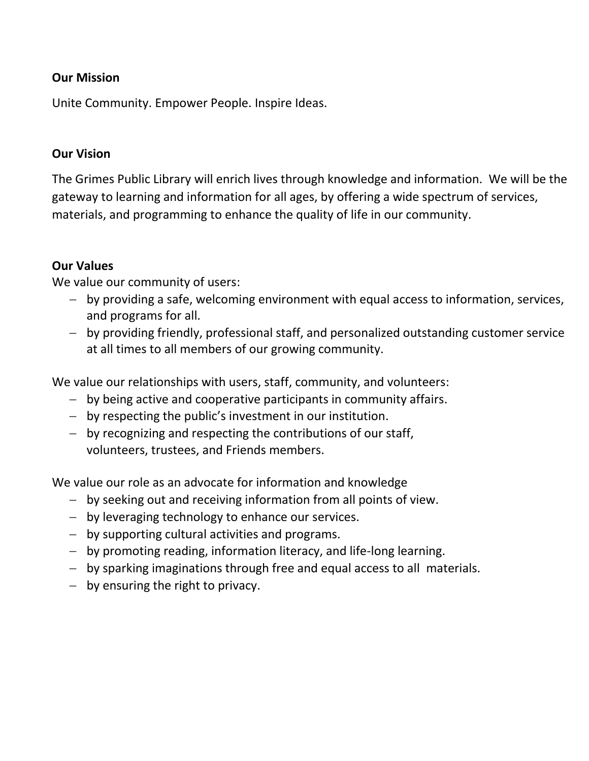## Our Mission

Unite Community. Empower People. Inspire Ideas.

## Our Vision

The Grimes Public Library will enrich lives through knowledge and information. We will be the gateway to learning and information for all ages, by offering a wide spectrum of services, materials, and programming to enhance the quality of life in our community.

## Our Values

We value our community of users:

- by providing a safe, welcoming environment with equal access to information, services, and programs for all.
- by providing friendly, professional staff, and personalized outstanding customer service at all times to all members of our growing community.

We value our relationships with users, staff, community, and volunteers:

- by being active and cooperative participants in community affairs.
- by respecting the public's investment in our institution.
- by recognizing and respecting the contributions of our staff, volunteers, trustees, and Friends members.

We value our role as an advocate for information and knowledge

- by seeking out and receiving information from all points of view.
- by leveraging technology to enhance our services.
- by supporting cultural activities and programs.
- by promoting reading, information literacy, and life-long learning.
- by sparking imaginations through free and equal access to all materials.
- by ensuring the right to privacy.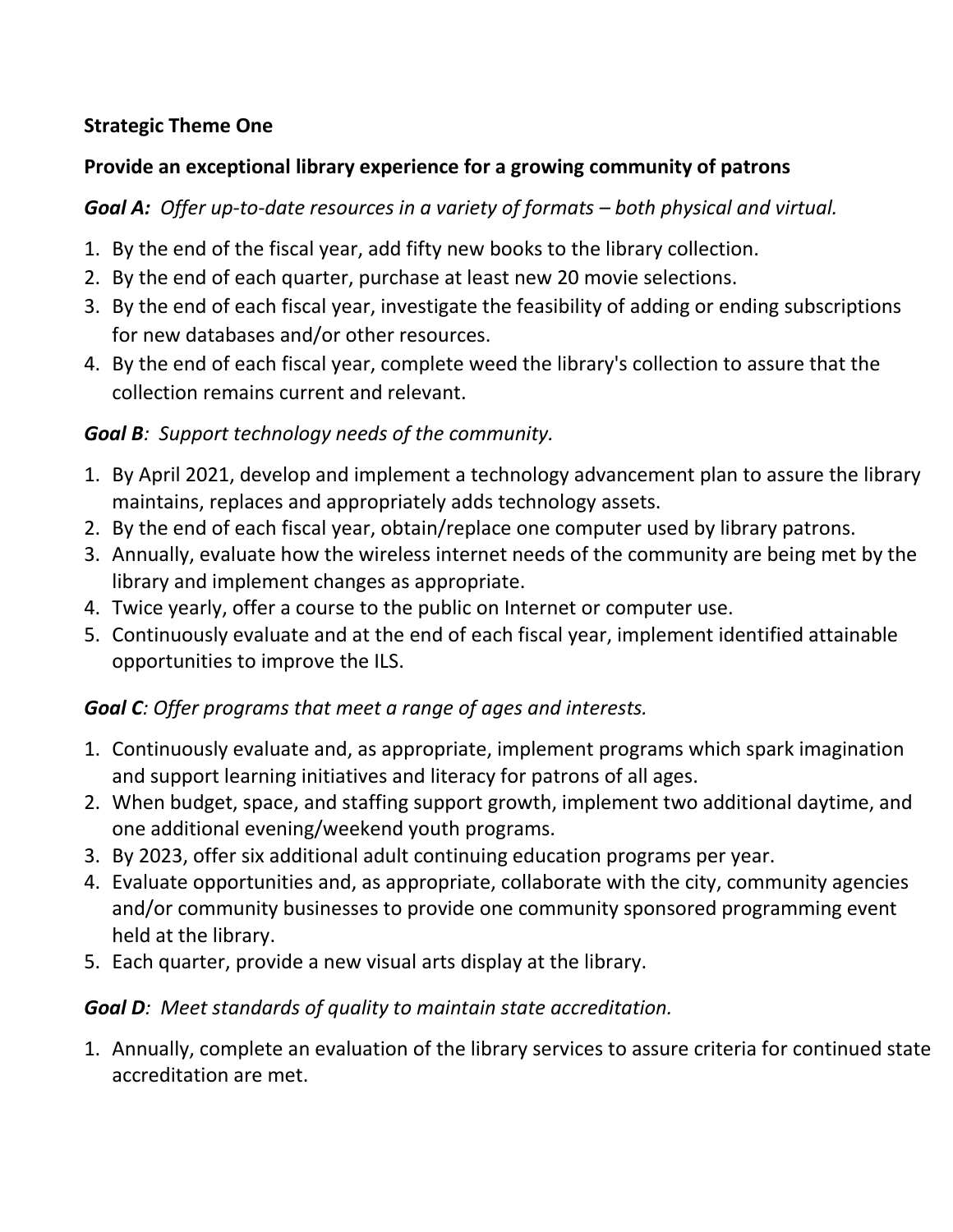**Strategic Theme One**

**Provide an exceptional library experience for a growing community of patrons**

***Goal A:*** *Offer up-to-date resources in a variety of formats – both physical and virtual.*

1. By the end of the fiscal year, add fifty new books to the library collection.
2. By the end of each quarter, purchase at least new 20 movie selections.
3. By the end of each fiscal year, investigate the feasibility of adding or ending subscriptions for new databases and/or other resources.
4. By the end of each fiscal year, complete weed the library's collection to assure that the collection remains current and relevant.

***Goal B****: Support technology needs of the community.*

1. By April 2021, develop and implement a technology advancement plan to assure the library maintains, replaces and appropriately adds technology assets.
2. By the end of each fiscal year, obtain/replace one computer used by library patrons.
3. Annually, evaluate how the wireless internet needs of the community are being met by the library and implement changes as appropriate.
4. Twice yearly, offer a course to the public on Internet or computer use.
5. Continuously evaluate and at the end of each fiscal year, implement identified attainable opportunities to improve the ILS.

***Goal C****: Offer programs that meet a range of ages and interests.*

1. Continuously evaluate and, as appropriate, implement programs which spark imagination and support learning initiatives and literacy for patrons of all ages.
2. When budget, space, and staffing support growth, implement two additional daytime, and one additional evening/weekend youth programs.
3. By 2023, offer six additional adult continuing education programs per year.
4. Evaluate opportunities and, as appropriate, collaborate with the city, community agencies and/or community businesses to provide one community sponsored programming event held at the library.
5. Each quarter, provide a new visual arts display at the library.

***Goal D****: Meet standards of quality to maintain state accreditation.*

1. Annually, complete an evaluation of the library services to assure criteria for continued state accreditation are met.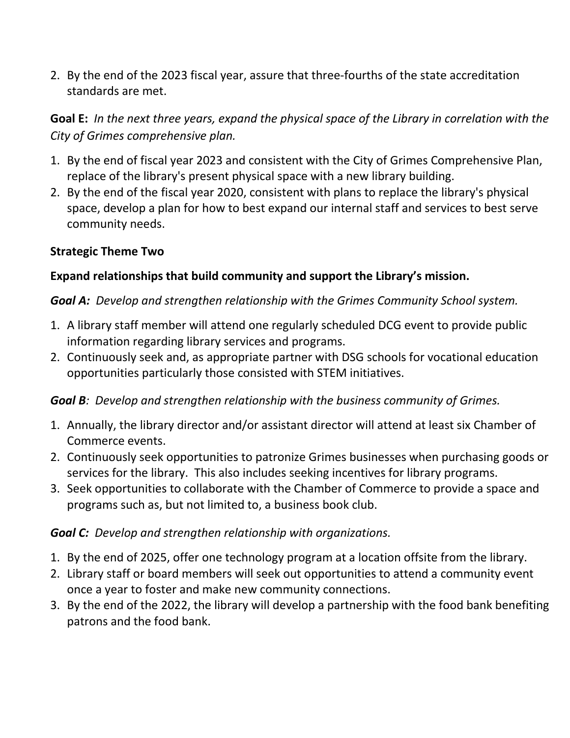2. By the end of the 2023 fiscal year, assure that three-fourths of the state accreditation standards are met.

**Goal E:** *In the next three years, expand the physical space of the Library in correlation with the City of Grimes comprehensive plan.*

1. By the end of fiscal year 2023 and consistent with the City of Grimes Comprehensive Plan, replace of the library's present physical space with a new library building.
2. By the end of the fiscal year 2020, consistent with plans to replace the library's physical space, develop a plan for how to best expand our internal staff and services to best serve community needs.

**Strategic Theme Two**

**Expand relationships that build community and support the Library's mission.**

***Goal A:*** *Develop and strengthen relationship with the Grimes Community School system.*

1. A library staff member will attend one regularly scheduled DCG event to provide public information regarding library services and programs.
2. Continuously seek and, as appropriate partner with DSG schools for vocational education opportunities particularly those consisted with STEM initiatives.

***Goal B****: Develop and strengthen relationship with the business community of Grimes.*

1. Annually, the library director and/or assistant director will attend at least six Chamber of Commerce events.
2. Continuously seek opportunities to patronize Grimes businesses when purchasing goods or services for the library. This also includes seeking incentives for library programs.
3. Seek opportunities to collaborate with the Chamber of Commerce to provide a space and programs such as, but not limited to, a business book club.

***Goal C:*** *Develop and strengthen relationship with organizations.*

1. By the end of 2025, offer one technology program at a location offsite from the library.
2. Library staff or board members will seek out opportunities to attend a community event once a year to foster and make new community connections.
3. By the end of the 2022, the library will develop a partnership with the food bank benefiting patrons and the food bank.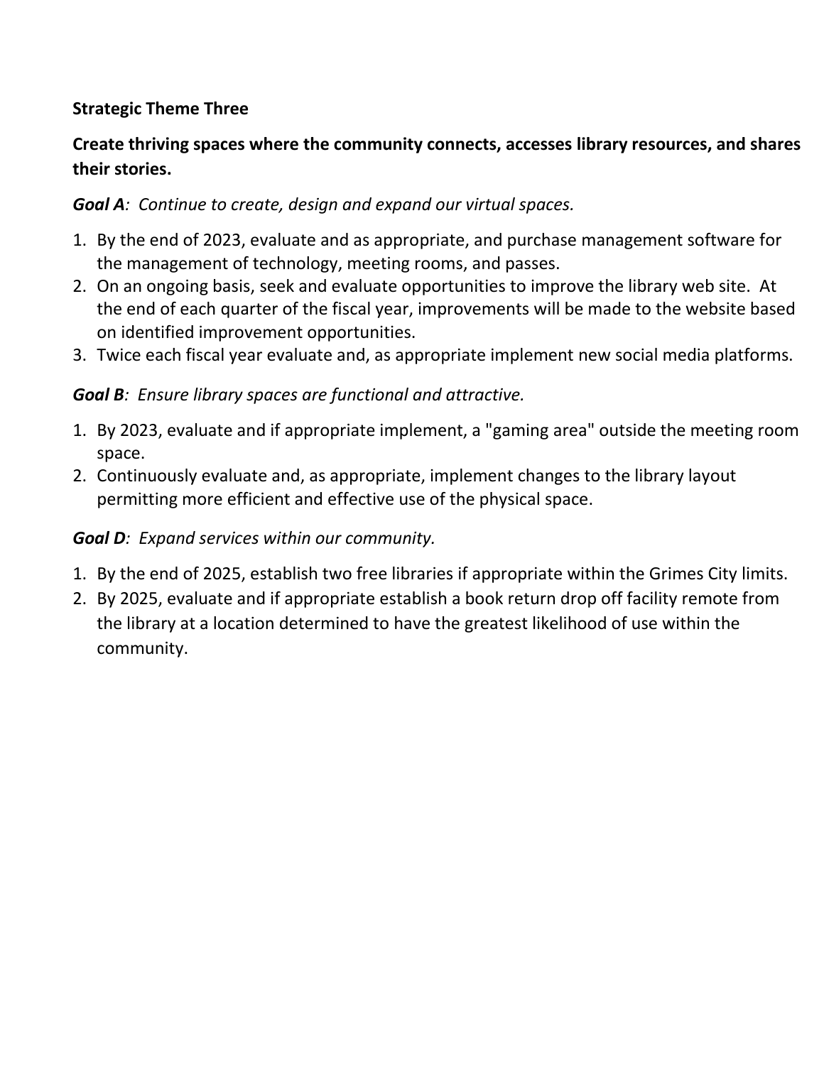**Strategic Theme Three**

**Create thriving spaces where the community connects, accesses library resources, and shares their stories.**

***Goal A**: Continue to create, design and expand our virtual spaces.*

1. By the end of 2023, evaluate and as appropriate, and purchase management software for the management of technology, meeting rooms, and passes.
2. On an ongoing basis, seek and evaluate opportunities to improve the library web site. At the end of each quarter of the fiscal year, improvements will be made to the website based on identified improvement opportunities.
3. Twice each fiscal year evaluate and, as appropriate implement new social media platforms.

***Goal B**: Ensure library spaces are functional and attractive.*

1. By 2023, evaluate and if appropriate implement, a "gaming area" outside the meeting room space.
2. Continuously evaluate and, as appropriate, implement changes to the library layout permitting more efficient and effective use of the physical space.

***Goal D**: Expand services within our community.*

1. By the end of 2025, establish two free libraries if appropriate within the Grimes City limits.
2. By 2025, evaluate and if appropriate establish a book return drop off facility remote from the library at a location determined to have the greatest likelihood of use within the community.